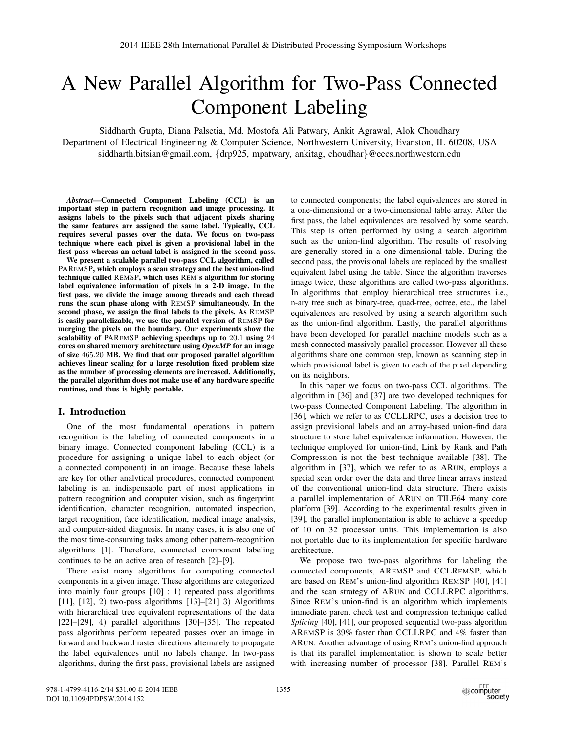# A New Parallel Algorithm for Two-Pass Connected Component Labeling

Siddharth Gupta, Diana Palsetia, Md. Mostofa Ali Patwary, Ankit Agrawal, Alok Choudhary

Department of Electrical Engineering & Computer Science, Northwestern University, Evanston, IL 60208, USA

siddharth.bitsian@gmail.com, {drp925, mpatwary, ankitag, choudhar}@eecs.northwestern.edu

***Abstract*—Connected Component Labeling (CCL) is an important step in pattern recognition and image processing. It assigns labels to the pixels such that adjacent pixels sharing the same features are assigned the same label. Typically, CCL requires several passes over the data. We focus on two-pass technique where each pixel is given a provisional label in the first pass whereas an actual label is assigned in the second pass.**

**We present a scalable parallel two-pass CCL algorithm, called PAREMSP, which employs a scan strategy and the best union-find technique called REMSP, which uses REM's algorithm for storing label equivalence information of pixels in a 2-D image. In the first pass, we divide the image among threads and each thread runs the scan phase along with REMSP simultaneously. In the second phase, we assign the final labels to the pixels. As REMSP is easily parallelizable, we use the parallel version of REMSP for merging the pixels on the boundary. Our experiments show the scalability of PAREMSP achieving speedups up to 20.1 using 24 cores on shared memory architecture using *OpenMP* for an image of size 465.20 MB. We find that our proposed parallel algorithm achieves linear scaling for a large resolution fixed problem size as the number of processing elements are increased. Additionally, the parallel algorithm does not make use of any hardware specific routines, and thus is highly portable.**

## I. Introduction

One of the most fundamental operations in pattern recognition is the labeling of connected components in a binary image. Connected component labeling (CCL) is a procedure for assigning a unique label to each object (or a connected component) in an image. Because these labels are key for other analytical procedures, connected component labeling is an indispensable part of most applications in pattern recognition and computer vision, such as fingerprint identification, character recognition, automated inspection, target recognition, face identification, medical image analysis, and computer-aided diagnosis. In many cases, it is also one of the most time-consuming tasks among other pattern-recognition algorithms [1]. Therefore, connected component labeling continues to be an active area of research [2]–[9].

There exist many algorithms for computing connected components in a given image. These algorithms are categorized into mainly four groups [10] : 1) repeated pass algorithms [11], [12], 2) two-pass algorithms [13]–[21] 3) Algorithms with hierarchical tree equivalent representations of the data [22]–[29], 4) parallel algorithms [30]–[35]. The repeated pass algorithms perform repeated passes over an image in forward and backward raster directions alternately to propagate the label equivalences until no labels change. In two-pass algorithms, during the first pass, provisional labels are assigned to connected components; the label equivalences are stored in a one-dimensional or a two-dimensional table array. After the first pass, the label equivalences are resolved by some search. This step is often performed by using a search algorithm such as the union-find algorithm. The results of resolving are generally stored in a one-dimensional table. During the second pass, the provisional labels are replaced by the smallest equivalent label using the table. Since the algorithm traverses image twice, these algorithms are called two-pass algorithms. In algorithms that employ hierarchical tree structures i.e., n-ary tree such as binary-tree, quad-tree, octree, etc., the label equivalences are resolved by using a search algorithm such as the union-find algorithm. Lastly, the parallel algorithms have been developed for parallel machine models such as a mesh connected massively parallel processor. However all these algorithms share one common step, known as scanning step in which provisional label is given to each of the pixel depending on its neighbors.

In this paper we focus on two-pass CCL algorithms. The algorithm in [36] and [37] are two developed techniques for two-pass Connected Component Labeling. The algorithm in [36], which we refer to as CCLLRPC, uses a decision tree to assign provisional labels and an array-based union-find data structure to store label equivalence information. However, the technique employed for union-find, Link by Rank and Path Compression is not the best technique available [38]. The algorithm in [37], which we refer to as ARUN, employs a special scan order over the data and three linear arrays instead of the conventional union-find data structure. There exists a parallel implementation of ARUN on TILE64 many core platform [39]. According to the experimental results given in [39], the parallel implementation is able to achieve a speedup of 10 on 32 processor units. This implementation is also not portable due to its implementation for specific hardware architecture.

We propose two two-pass algorithms for labeling the connected components, AREMSP and CCLREMSP, which are based on REM's union-find algorithm REMSP [40], [41] and the scan strategy of ARUN and CCLLRPC algorithms. Since REM's union-find is an algorithm which implements immediate parent check test and compression technique called *Splicing* [40], [41], our proposed sequential two-pass algorithm AREMSP is 39% faster than CCLLRPC and 4% faster than ARUN. Another advantage of using REM's union-find approach is that its parallel implementation is shown to scale better with increasing number of processor [38]. Parallel REM's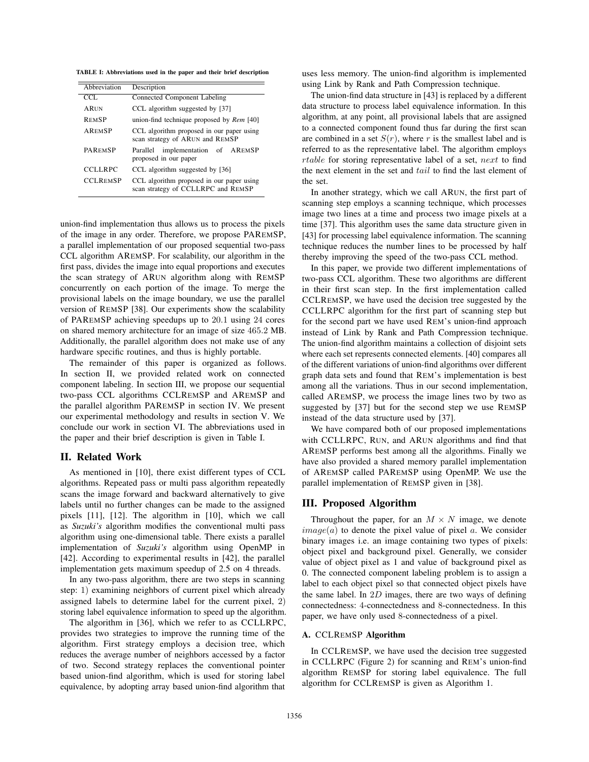TABLE I: Abbreviations used in the paper and their brief description

| Abbreviation | Description |
| --- | --- |
| CCL | Connected Component Labeling |
| ARUN | CCL algorithm suggested by [37] |
| REMSP | union-find technique proposed by *Rem* [40] |
| AREMSP | CCL algorithm proposed in our paper using scan strategy of ARUN and REMSP |
| PAREMSP | Parallel implementation of AREMSP proposed in our paper |
| CCLLRPC | CCL algorithm suggested by [36] |
| CCLREMSP | CCL algorithm proposed in our paper using scan strategy of CCLLRPC and REMSP |

union-find implementation thus allows us to process the pixels of the image in any order. Therefore, we propose PAREMSP, a parallel implementation of our proposed sequential two-pass CCL algorithm AREMSP. For scalability, our algorithm in the first pass, divides the image into equal proportions and executes the scan strategy of ARUN algorithm along with REMSP concurrently on each portion of the image. To merge the provisional labels on the image boundary, we use the parallel version of REMSP [38]. Our experiments show the scalability of PAREMSP achieving speedups up to $20.1$ using $24$ cores on shared memory architecture for an image of size $465.2$ MB. Additionally, the parallel algorithm does not make use of any hardware specific routines, and thus is highly portable.

The remainder of this paper is organized as follows. In section II, we provided related work on connected component labeling. In section III, we propose our sequential two-pass CCL algorithms CCLREMSP and AREMSP and the parallel algorithm PAREMSP in section IV. We present our experimental methodology and results in section V. We conclude our work in section VI. The abbreviations used in the paper and their brief description is given in Table I.

## II. Related Work

As mentioned in [10], there exist different types of CCL algorithms. Repeated pass or multi pass algorithm repeatedly scans the image forward and backward alternatively to give labels until no further changes can be made to the assigned pixels [11], [12]. The algorithm in [10], which we call as *Suzuki's* algorithm modifies the conventional multi pass algorithm using one-dimensional table. There exists a parallel implementation of *Suzuki's* algorithm using OpenMP in [42]. According to experimental results in [42], the parallel implementation gets maximum speedup of 2.5 on 4 threads.

In any two-pass algorithm, there are two steps in scanning step: $1$) examining neighbors of current pixel which already assigned labels to determine label for the current pixel, $2$) storing label equivalence information to speed up the algorithm.

The algorithm in [36], which we refer to as CCLLRPC, provides two strategies to improve the running time of the algorithm. First strategy employs a decision tree, which reduces the average number of neighbors accessed by a factor of two. Second strategy replaces the conventional pointer based union-find algorithm, which is used for storing label equivalence, by adopting array based union-find algorithm that uses less memory. The union-find algorithm is implemented using Link by Rank and Path Compression technique.

The union-find data structure in [43] is replaced by a different data structure to process label equivalence information. In this algorithm, at any point, all provisional labels that are assigned to a connected component found thus far during the first scan are combined in a set $S(r)$, where $r$ is the smallest label and is referred to as the representative label. The algorithm employs $rtable$ for storing representative label of a set, $next$ to find the next element in the set and $tail$ to find the last element of the set.

In another strategy, which we call ARUN, the first part of scanning step employs a scanning technique, which processes image two lines at a time and process two image pixels at a time [37]. This algorithm uses the same data structure given in [43] for processing label equivalence information. The scanning technique reduces the number lines to be processed by half thereby improving the speed of the two-pass CCL method.

In this paper, we provide two different implementations of two-pass CCL algorithm. These two algorithms are different in their first scan step. In the first implementation called CCLREMSP, we have used the decision tree suggested by the CCLLRPC algorithm for the first part of scanning step but for the second part we have used REM's union-find approach instead of Link by Rank and Path Compression technique. The union-find algorithm maintains a collection of disjoint sets where each set represents connected elements. [40] compares all of the different variations of union-find algorithms over different graph data sets and found that REM's implementation is best among all the variations. Thus in our second implementation, called AREMSP, we process the image lines two by two as suggested by [37] but for the second step we use REMSP instead of the data structure used by [37].

We have compared both of our proposed implementations with CCLLRPC, RUN, and ARUN algorithms and find that AREMSP performs best among all the algorithms. Finally we have also provided a shared memory parallel implementation of AREMSP called PAREMSP using OpenMP. We use the parallel implementation of REMSP given in [38].

## III. Proposed Algorithm

Throughout the paper, for an $M \times N$ image, we denote $image(a)$ to denote the pixel value of pixel $a$. We consider binary images i.e. an image containing two types of pixels: object pixel and background pixel. Generally, we consider value of object pixel as 1 and value of background pixel as 0. The connected component labeling problem is to assign a label to each object pixel so that connected object pixels have the same label. In $2D$ images, there are two ways of defining connectedness: $4$-connectedness and $8$-connectedness. In this paper, we have only used $8$-connectedness of a pixel.

### A. CCLREMSP Algorithm

In CCLREMSP, we have used the decision tree suggested in CCLLRPC (Figure 2) for scanning and REM's union-find algorithm REMSP for storing label equivalence. The full algorithm for CCLREMSP is given as Algorithm 1.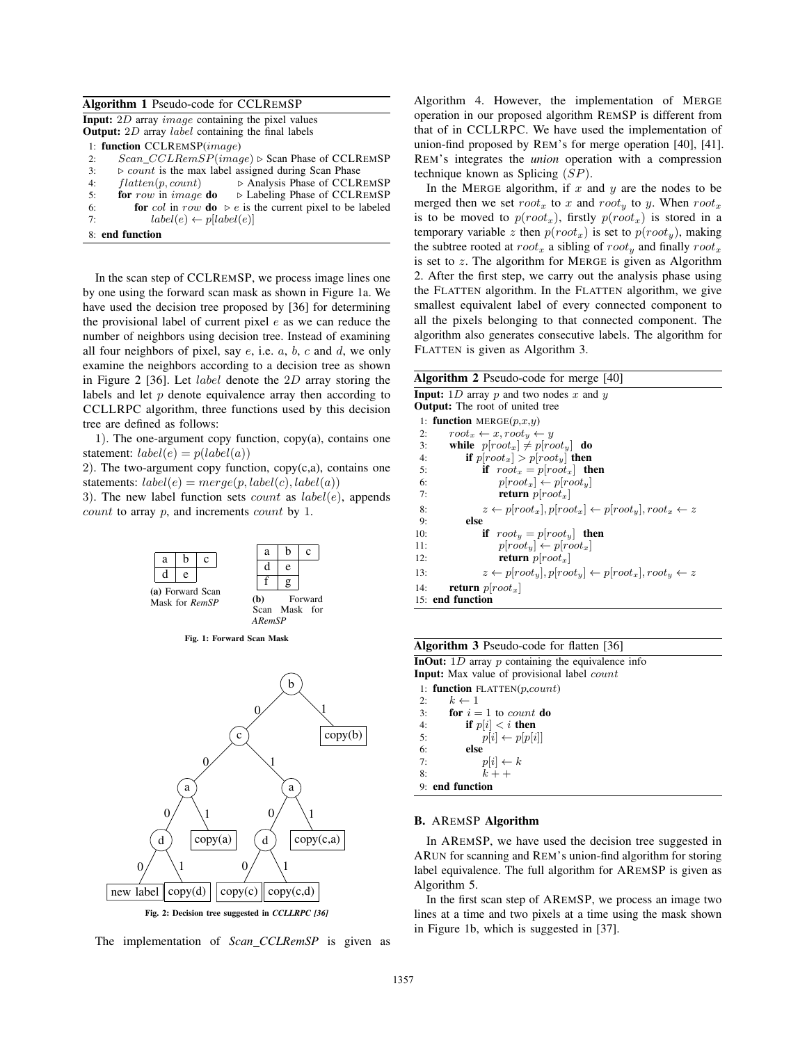**Algorithm 1** Pseudo-code for CCLREMSP

**Input:** $2D$ array $image$ containing the pixel values
**Output:** $2D$ array $label$ containing the final labels

```
1: function CCLREMSP(image)
2:     Scan_CCLRemSP(image) ▷ Scan Phase of CCLREMSP
3:     ▷ count is the max label assigned during Scan Phase
4:     flatten(p, count)        ▷ Analysis Phase of CCLREMSP
5:     for row in image do      ▷ Labeling Phase of CCLREMSP
6:         for col in row do  ▷ e is the current pixel to be labeled
7:             label(e) ← p[label(e)]
8: end function
```

In the scan step of CCLREMSP, we process image lines one by one using the forward scan mask as shown in Figure 1a. We have used the decision tree proposed by [36] for determining the provisional label of current pixel $e$ as we can reduce the number of neighbors using decision tree. Instead of examining all four neighbors of pixel, say $e$, i.e. $a$, $b$, $c$ and $d$, we only examine the neighbors according to a decision tree as shown in Figure 2 [36]. Let $label$ denote the $2D$ array storing the labels and let $p$ denote equivalence array then according to CCLLRPC algorithm, three functions used by this decision tree are defined as follows:

1). The one-argument copy function, copy(a), contains one statement: $label(e) = p(label(a))$

2). The two-argument copy function, copy(c,a), contains one statements: $label(e) = merge(p, label(c), label(a))$

3). The new label function sets $count$ as $label(e)$, appends $count$ to array $p$, and increments $count$ by 1.

| a | b | c |
|---|---|---|
| d | e | |

(a) Forward Scan Mask for *RemSP*

| a | b | c |
|---|---|---|
| d | e | |
| f | g | |

(b) Forward Scan Mask for *ARemSP*

**Fig. 1: Forward Scan Mask**

**Fig. 2: Decision tree suggested in *CCLLRPC [36]***

The implementation of *Scan_CCLRemSP* is given as Algorithm 4. However, the implementation of MERGE operation in our proposed algorithm REMSP is different from that of in CCLLRPC. We have used the implementation of union-find proposed by REM's for merge operation [40], [41]. REM's integrates the ***union*** operation with a compression technique known as Splicing $(SP)$.

In the MERGE algorithm, if $x$ and $y$ are the nodes to be merged then we set $root_x$ to $x$ and $root_y$ to $y$. When $root_x$ is to be moved to $p(root_x)$, firstly $p(root_x)$ is stored in a temporary variable $z$ then $p(root_x)$ is set to $p(root_y)$, making the subtree rooted at $root_x$ a sibling of $root_y$ and finally $root_x$ is set to $z$. The algorithm for MERGE is given as Algorithm 2. After the first step, we carry out the analysis phase using the FLATTEN algorithm. In the FLATTEN algorithm, we give smallest equivalent label of every connected component to all the pixels belonging to that connected component. The algorithm also generates consecutive labels. The algorithm for FLATTEN is given as Algorithm 3.

**Algorithm 2** Pseudo-code for merge [40]

**Input:** $1D$ array $p$ and two nodes $x$ and $y$
**Output:** The root of united tree

```
1: function MERGE(p,x,y)
2:     root_x ← x, root_y ← y
3:     while p[root_x] ≠ p[root_y] do
4:         if p[root_x] > p[root_y] then
5:             if root_x = p[root_x] then
6:                 p[root_x] ← p[root_y]
7:                 return p[root_x]
8:             z ← p[root_x], p[root_x] ← p[root_y], root_x ← z
9:         else
10:            if root_y = p[root_y] then
11:                p[root_y] ← p[root_x]
12:                return p[root_x]
13:            z ← p[root_y], p[root_y] ← p[root_x], root_y ← z
14:    return p[root_x]
15: end function
```

**Algorithm 3** Pseudo-code for flatten [36]

**InOut:** $1D$ array $p$ containing the equivalence info
**Input:** Max value of provisional label $count$

```
1: function FLATTEN(p,count)
2:     k ← 1
3:     for i = 1 to count do
4:         if p[i] < i then
5:             p[i] ← p[p[i]]
6:         else
7:             p[i] ← k
8:             k + +
9: end function
```

### B. AREMSP Algorithm

In AREMSP, we have used the decision tree suggested in ARUN for scanning and REM's union-find algorithm for storing label equivalence. The full algorithm for AREMSP is given as Algorithm 5.

In the first scan step of AREMSP, we process an image two lines at a time and two pixels at a time using the mask shown in Figure 1b, which is suggested in [37].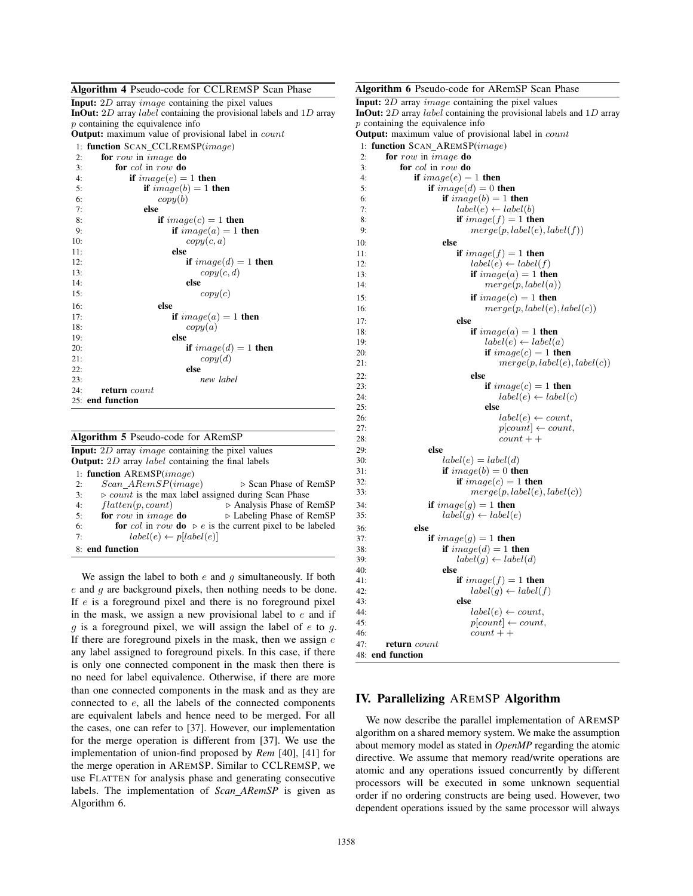**Algorithm 4** Pseudo-code for CCLREMSP Scan Phase

**Input:** $2D$ array $image$ containing the pixel values
**InOut:** $2D$ array $label$ containing the provisional labels and $1D$ array $p$ containing the equivalence info
**Output:** maximum value of provisional label in $count$

```
1: function SCAN_CCLREMSP(image)
2:     for row in image do
3:         for col in row do
4:             if image(e) = 1 then
5:                 if image(b) = 1 then
6:                     copy(b)
7:                 else
8:                     if image(c) = 1 then
9:                         if image(a) = 1 then
10:                            copy(c, a)
11:                        else
12:                            if image(d) = 1 then
13:                                copy(c, d)
14:                            else
15:                                copy(c)
16:                    else
17:                        if image(a) = 1 then
18:                            copy(a)
19:                        else
20:                            if image(d) = 1 then
21:                                copy(d)
22:                            else
23:                                new label
24:     return count
25: end function
```

**Algorithm 5** Pseudo-code for ARemSP

**Input:** $2D$ array $image$ containing the pixel values
**Output:** $2D$ array $label$ containing the final labels

```
1: function AREMSP(image)
2:     Scan_ARemSP(image)                ▷ Scan Phase of RemSP
3:     ▷ count is the max label assigned during Scan Phase
4:     flatten(p, count)                 ▷ Analysis Phase of RemSP
5:     for row in image do               ▷ Labeling Phase of RemSP
6:         for col in row do  ▷ e is the current pixel to be labeled
7:             label(e) ← p[label(e)]
8: end function
```

We assign the label to both $e$ and $g$ simultaneously. If both $e$ and $g$ are background pixels, then nothing needs to be done. If $e$ is a foreground pixel and there is no foreground pixel in the mask, we assign a new provisional label to $e$ and if $g$ is a foreground pixel, we will assign the label of $e$ to $g$. If there are foreground pixels in the mask, then we assign $e$ any label assigned to foreground pixels. In this case, if there is only one connected component in the mask then there is no need for label equivalence. Otherwise, if there are more than one connected components in the mask and as they are connected to $e$, all the labels of the connected components are equivalent labels and hence need to be merged. For all the cases, one can refer to [37]. However, our implementation for the merge operation is different from [37]. We use the implementation of union-find proposed by *Rem* [40], [41] for the merge operation in AREMSP. Similar to CCLREMSP, we use FLATTEN for analysis phase and generating consecutive labels. The implementation of *Scan_ARemSP* is given as Algorithm 6.

**Algorithm 6** Pseudo-code for ARemSP Scan Phase

**Input:** $2D$ array $image$ containing the pixel values
**InOut:** $2D$ array $label$ containing the provisional labels and $1D$ array $p$ containing the equivalence info
**Output:** maximum value of provisional label in $count$

```
1: function SCAN_AREMSP(image)
2:     for row in image do
3:         for col in row do
4:             if image(e) = 1 then
5:                 if image(d) = 0 then
6:                     if image(b) = 1 then
7:                         label(e) ← label(b)
8:                         if image(f) = 1 then
9:                             merge(p, label(e), label(f))
10:                    else
11:                        if image(f) = 1 then
12:                            label(e) ← label(f)
13:                            if image(a) = 1 then
14:                                merge(p, label(a))
15:                            if image(c) = 1 then
16:                                merge(p, label(e), label(c))
17:                        else
18:                            if image(a) = 1 then
19:                                label(e) ← label(a)
20:                                if image(c) = 1 then
21:                                    merge(p, label(e), label(c))
22:                            else
23:                                if image(c) = 1 then
24:                                    label(e) ← label(c)
25:                                else
26:                                    label(e) ← count,
27:                                    p[count] ← count,
28:                                    count + +
29:                else
30:                    label(e) = label(d)
31:                    if image(b) = 0 then
32:                        if image(c) = 1 then
33:                            merge(p, label(e), label(c))
34:                if image(g) = 1 then
35:                    label(g) ← label(e)
36:            else
37:                if image(g) = 1 then
38:                    if image(d) = 1 then
39:                        label(g) ← label(d)
40:                    else
41:                        if image(f) = 1 then
42:                            label(g) ← label(f)
43:                        else
44:                            label(e) ← count,
45:                            p[count] ← count,
46:                            count + +
47:    return count
48: end function
```

## IV. Parallelizing AREMSP Algorithm

We now describe the parallel implementation of AREMSP algorithm on a shared memory system. We make the assumption about memory model as stated in *OpenMP* regarding the atomic directive. We assume that memory read/write operations are atomic and any operations issued concurrently by different processors will be executed in some unknown sequential order if no ordering constructs are being used. However, two dependent operations issued by the same processor will always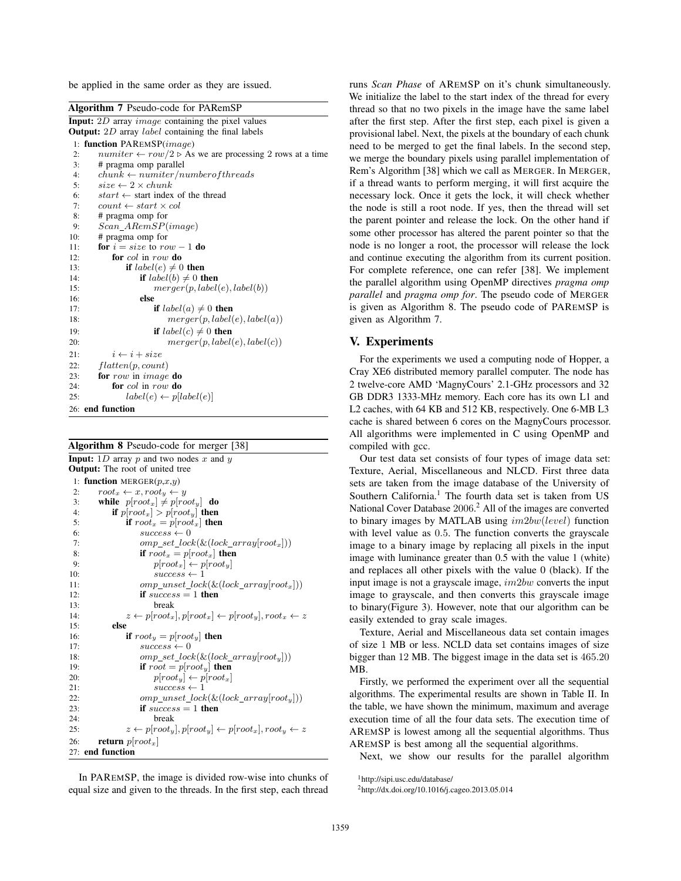be applied in the same order as they are issued.

**Algorithm 7** Pseudo-code for PARemSP

**Input:** $2D$ array *image* containing the pixel values
**Output:** $2D$ array *label* containing the final labels

```
1:  function PAREMSP(image)
2:      numiter ← row/2  ▷ As we are processing 2 rows at a time
3:      # pragma omp parallel
4:      chunk ← numiter/numberofthreads
5:      size ← 2 × chunk
6:      start ← start index of the thread
7:      count ← start × col
8:      # pragma omp for
9:      Scan_ARemSP(image)
10:     # pragma omp for
11:     for i = size to row − 1 do
12:         for col in row do
13:             if label(e) ≠ 0 then
14:                 if label(b) ≠ 0 then
15:                     merger(p, label(e), label(b))
16:                 else
17:                     if label(a) ≠ 0 then
18:                         merger(p, label(e), label(a))
19:                     if label(c) ≠ 0 then
20:                         merger(p, label(e), label(c))
21:         i ← i + size
22:     flatten(p, count)
23:     for row in image do
24:         for col in row do
25:             label(e) ← p[label(e)]
26: end function
```

**Algorithm 8** Pseudo-code for merger [38]

**Input:** $1D$ array $p$ and two nodes $x$ and $y$
**Output:** The root of united tree

```
1:  function MERGER(p,x,y)
2:      root_x ← x, root_y ← y
3:      while p[root_x] ≠ p[root_y] do
4:          if p[root_x] > p[root_y] then
5:              if root_x = p[root_x] then
6:                  success ← 0
7:                  omp_set_lock(&(lock_array[root_x]))
8:                  if root_x = p[root_x] then
9:                      p[root_x] ← p[root_y]
10:                     success ← 1
11:                 omp_unset_lock(&(lock_array[root_x]))
12:                 if success = 1 then
13:                     break
14:             z ← p[root_x], p[root_x] ← p[root_y], root_x ← z
15:         else
16:             if root_y = p[root_y] then
17:                 success ← 0
18:                 omp_set_lock(&(lock_array[root_y]))
19:                 if root = p[root_y] then
20:                     p[root_y] ← p[root_x]
21:                     success ← 1
22:                 omp_unset_lock(&(lock_array[root_y]))
23:                 if success = 1 then
24:                     break
25:             z ← p[root_y], p[root_y] ← p[root_x], root_y ← z
26:     return p[root_x]
27: end function
```

In PAREMSP, the image is divided row-wise into chunks of equal size and given to the threads. In the first step, each thread runs *Scan Phase* of AREMSP on it's chunk simultaneously. We initialize the label to the start index of the thread for every thread so that no two pixels in the image have the same label after the first step. After the first step, each pixel is given a provisional label. Next, the pixels at the boundary of each chunk need to be merged to get the final labels. In the second step, we merge the boundary pixels using parallel implementation of Rem's Algorithm [38] which we call as MERGER. In MERGER, if a thread wants to perform merging, it will first acquire the necessary lock. Once it gets the lock, it will check whether the node is still a root node. If yes, then the thread will set the parent pointer and release the lock. On the other hand if some other processor has altered the parent pointer so that the node is no longer a root, the processor will release the lock and continue executing the algorithm from its current position. For complete reference, one can refer [38]. We implement the parallel algorithm using OpenMP directives *pragma omp parallel* and *pragma omp for*. The pseudo code of MERGER is given as Algorithm 8. The pseudo code of PAREMSP is given as Algorithm 7.

## V. Experiments

For the experiments we used a computing node of Hopper, a Cray XE6 distributed memory parallel computer. The node has 2 twelve-core AMD 'MagnyCours' 2.1-GHz processors and 32 GB DDR3 1333-MHz memory. Each core has its own L1 and L2 caches, with 64 KB and 512 KB, respectively. One 6-MB L3 cache is shared between 6 cores on the MagnyCours processor. All algorithms were implemented in C using OpenMP and compiled with gcc.

Our test data set consists of four types of image data set: Texture, Aerial, Miscellaneous and NLCD. First three data sets are taken from the image database of the University of Southern California.[1] The fourth data set is taken from US National Cover Database 2006.[2] All of the images are converted to binary images by MATLAB using $im2bw(level)$ function with level value as 0.5. The function converts the grayscale image to a binary image by replacing all pixels in the input image with luminance greater than 0.5 with the value 1 (white) and replaces all other pixels with the value 0 (black). If the input image is not a grayscale image, $im2bw$ converts the input image to grayscale, and then converts this grayscale image to binary(Figure 3). However, note that our algorithm can be easily extended to gray scale images.

Texture, Aerial and Miscellaneous data set contain images of size 1 MB or less. NCLD data set contains images of size bigger than 12 MB. The biggest image in the data set is 465.20 MB.

Firstly, we performed the experiment over all the sequential algorithms. The experimental results are shown in Table II. In the table, we have shown the minimum, maximum and average execution time of all the four data sets. The execution time of AREMSP is lowest among all the sequential algorithms. Thus AREMSP is best among all the sequential algorithms.

Next, we show our results for the parallel algorithm

[1] http://sipi.usc.edu/database/

[2] http://dx.doi.org/10.1016/j.cageo.2013.05.014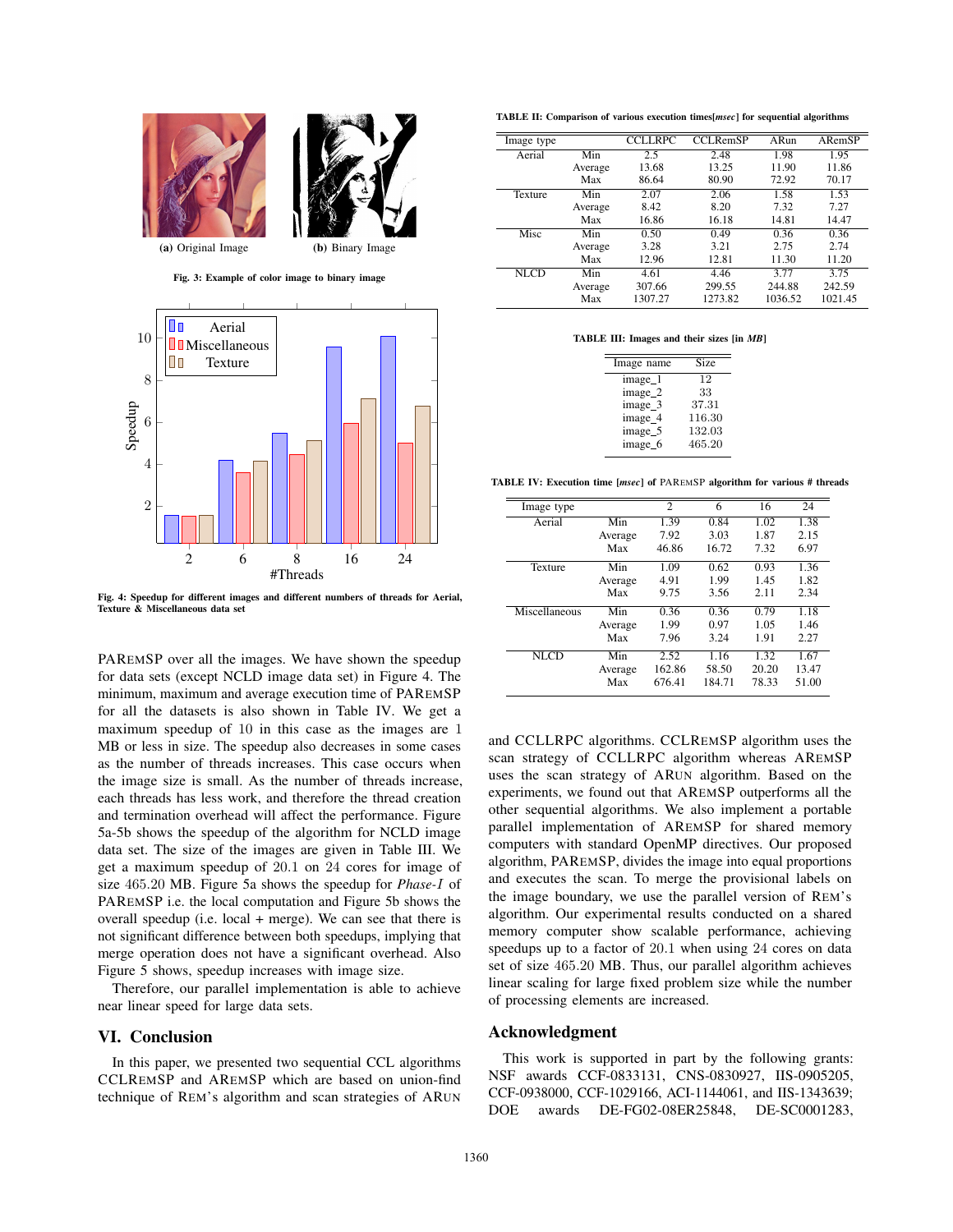(a) Original Image (b) Binary Image

Fig. 3: Example of color image to binary image

Fig. 4: Speedup for different images and different numbers of threads for Aerial, Texture & Miscellaneous data set

PAREMSP over all the images. We have shown the speedup for data sets (except NCLD image data set) in Figure 4. The minimum, maximum and average execution time of PAREMSP for all the datasets is also shown in Table IV. We get a maximum speedup of 10 in this case as the images are 1 MB or less in size. The speedup also decreases in some cases as the number of threads increases. This case occurs when the image size is small. As the number of threads increase, each threads has less work, and therefore the thread creation and termination overhead will affect the performance. Figure 5a-5b shows the speedup of the algorithm for NCLD image data set. The size of the images are given in Table III. We get a maximum speedup of 20.1 on 24 cores for image of size 465.20 MB. Figure 5a shows the speedup for *Phase-I* of PAREMSP i.e. the local computation and Figure 5b shows the overall speedup (i.e. local + merge). We can see that there is not significant difference between both speedups, implying that merge operation does not have a significant overhead. Also Figure 5 shows, speedup increases with image size.

Therefore, our parallel implementation is able to achieve near linear speed for large data sets.

## VI. Conclusion

In this paper, we presented two sequential CCL algorithms CCLREMSP and AREMSP which are based on union-find technique of REM's algorithm and scan strategies of ARUN and CCLLRPC algorithms. CCLREMSP algorithm uses the scan strategy of CCLLRPC algorithm whereas AREMSP uses the scan strategy of ARUN algorithm. Based on the experiments, we found out that AREMSP outperforms all the other sequential algorithms. We also implement a portable parallel implementation of AREMSP for shared memory computers with standard OpenMP directives. Our proposed algorithm, PAREMSP, divides the image into equal proportions and executes the scan. To merge the provisional labels on the image boundary, we use the parallel version of REM's algorithm. Our experimental results conducted on a shared memory computer show scalable performance, achieving speedups up to a factor of 20.1 when using 24 cores on data set of size 465.20 MB. Thus, our parallel algorithm achieves linear scaling for large fixed problem size while the number of processing elements are increased.

**TABLE II: Comparison of various execution times[*msec*] for sequential algorithms**

| Image type | | CCLLRPC | CCLRemSP | ARun | ARemSP |
|---|---|---|---|---|---|
| Aerial | Min | 2.5 | 2.48 | 1.98 | 1.95 |
| | Average | 13.68 | 13.25 | 11.90 | 11.86 |
| | Max | 86.64 | 80.90 | 72.92 | 70.17 |
| Texture | Min | 2.07 | 2.06 | 1.58 | 1.53 |
| | Average | 8.42 | 8.20 | 7.32 | 7.27 |
| | Max | 16.86 | 16.18 | 14.81 | 14.47 |
| Misc | Min | 0.50 | 0.49 | 0.36 | 0.36 |
| | Average | 3.28 | 3.21 | 2.75 | 2.74 |
| | Max | 12.96 | 12.81 | 11.30 | 11.20 |
| NLCD | Min | 4.61 | 4.46 | 3.77 | 3.75 |
| | Average | 307.66 | 299.55 | 244.88 | 242.59 |
| | Max | 1307.27 | 1273.82 | 1036.52 | 1021.45 |

**TABLE III: Images and their sizes [in *MB*]**

| Image name | Size |
|---|---|
| image_1 | 12 |
| image_2 | 33 |
| image_3 | 37.31 |
| image_4 | 116.30 |
| image_5 | 132.03 |
| image_6 | 465.20 |

**TABLE IV: Execution time [*msec*] of PAREMSP algorithm for various # threads**

| Image type | | 2 | 6 | 16 | 24 |
|---|---|---|---|---|---|
| Aerial | Min | 1.39 | 0.84 | 1.02 | 1.38 |
| | Average | 7.92 | 3.03 | 1.87 | 2.15 |
| | Max | 46.86 | 16.72 | 7.32 | 6.97 |
| Texture | Min | 1.09 | 0.62 | 0.93 | 1.36 |
| | Average | 4.91 | 1.99 | 1.45 | 1.82 |
| | Max | 9.75 | 3.56 | 2.11 | 2.34 |
| Miscellaneous | Min | 0.36 | 0.36 | 0.79 | 1.18 |
| | Average | 1.99 | 0.97 | 1.05 | 1.46 |
| | Max | 7.96 | 3.24 | 1.91 | 2.27 |
| NLCD | Min | 2.52 | 1.16 | 1.32 | 1.67 |
| | Average | 162.86 | 58.50 | 20.20 | 13.47 |
| | Max | 676.41 | 184.71 | 78.33 | 51.00 |

## Acknowledgment

This work is supported in part by the following grants: NSF awards CCF-0833131, CNS-0830927, IIS-0905205, CCF-0938000, CCF-1029166, ACI-1144061, and IIS-1343639; DOE awards DE-FG02-08ER25848, DE-SC0001283,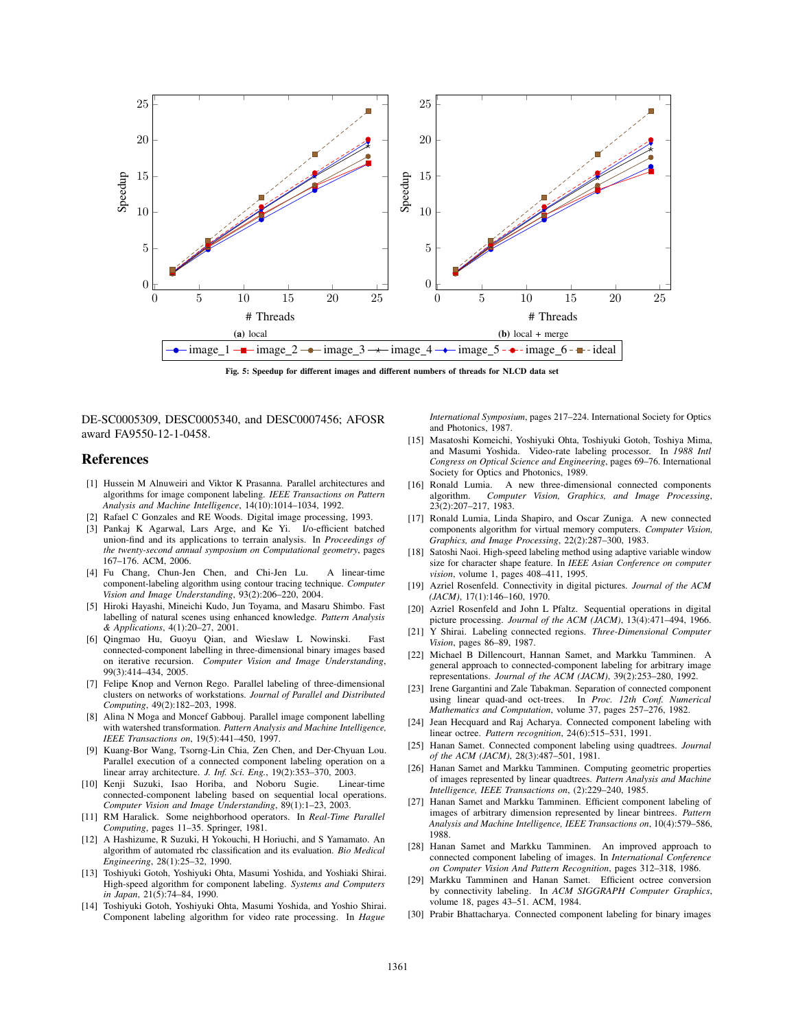Fig. 5: Speedup for different images and different numbers of threads for NLCD data set

DE-SC0005309, DESC0005340, and DESC0007456; AFOSR award FA9550-12-1-0458.

## References

[1] Hussein M Alnuweiri and Viktor K Prasanna. Parallel architectures and algorithms for image component labeling. *IEEE Transactions on Pattern Analysis and Machine Intelligence*, 14(10):1014–1034, 1992.

[2] Rafael C Gonzales and RE Woods. Digital image processing, 1993.

[3] Pankaj K Agarwal, Lars Arge, and Ke Yi. I/o-efficient batched union-find and its applications to terrain analysis. In *Proceedings of the twenty-second annual symposium on Computational geometry*, pages 167–176. ACM, 2006.

[4] Fu Chang, Chun-Jen Chen, and Chi-Jen Lu. A linear-time component-labeling algorithm using contour tracing technique. *Computer Vision and Image Understanding*, 93(2):206–220, 2004.

[5] Hiroki Hayashi, Mineichi Kudo, Jun Toyama, and Masaru Shimbo. Fast labelling of natural scenes using enhanced knowledge. *Pattern Analysis & Applications*, 4(1):20–27, 2001.

[6] Qingmao Hu, Guoyu Qian, and Wieslaw L Nowinski. Fast connected-component labelling in three-dimensional binary images based on iterative recursion. *Computer Vision and Image Understanding*, 99(3):414–434, 2005.

[7] Felipe Knop and Vernon Rego. Parallel labeling of three-dimensional clusters on networks of workstations. *Journal of Parallel and Distributed Computing*, 49(2):182–203, 1998.

[8] Alina N Moga and Moncef Gabbouj. Parallel image component labelling with watershed transformation. *Pattern Analysis and Machine Intelligence, IEEE Transactions on*, 19(5):441–450, 1997.

[9] Kuang-Bor Wang, Tsorng-Lin Chia, Zen Chen, and Der-Chyuan Lou. Parallel execution of a connected component labeling operation on a linear array architecture. *J. Inf. Sci. Eng.*, 19(2):353–370, 2003.

[10] Kenji Suzuki, Isao Horiba, and Noboru Sugie. Linear-time connected-component labeling based on sequential local operations. *Computer Vision and Image Understanding*, 89(1):1–23, 2003.

[11] RM Haralick. Some neighborhood operators. In *Real-Time Parallel Computing*, pages 11–35. Springer, 1981.

[12] A Hashizume, R Suzuki, H Yokouchi, H Horiuchi, and S Yamamato. An algorithm of automated rbc classification and its evaluation. *Bio Medical Engineering*, 28(1):25–32, 1990.

[13] Toshiyuki Gotoh, Yoshiyuki Ohta, Masumi Yoshida, and Yoshiaki Shirai. High-speed algorithm for component labeling. *Systems and Computers in Japan*, 21(5):74–84, 1990.

[14] Toshiyuki Gotoh, Yoshiyuki Ohta, Masumi Yoshida, and Yoshio Shirai. Component labeling algorithm for video rate processing. In *Hague International Symposium*, pages 217–224. International Society for Optics and Photonics, 1987.

[15] Masatoshi Komeichi, Yoshiyuki Ohta, Toshiyuki Gotoh, Toshiya Mima, and Masumi Yoshida. Video-rate labeling processor. In *1988 Intl Congress on Optical Science and Engineering*, pages 69–76. International Society for Optics and Photonics, 1989.

[16] Ronald Lumia. A new three-dimensional connected components algorithm. *Computer Vision, Graphics, and Image Processing*, 23(2):207–217, 1983.

[17] Ronald Lumia, Linda Shapiro, and Oscar Zuniga. A new connected components algorithm for virtual memory computers. *Computer Vision, Graphics, and Image Processing*, 22(2):287–300, 1983.

[18] Satoshi Naoi. High-speed labeling method using adaptive variable window size for character shape feature. In *IEEE Asian Conference on computer vision*, volume 1, pages 408–411, 1995.

[19] Azriel Rosenfeld. Connectivity in digital pictures. *Journal of the ACM (JACM)*, 17(1):146–160, 1970.

[20] Azriel Rosenfeld and John L Pfaltz. Sequential operations in digital picture processing. *Journal of the ACM (JACM)*, 13(4):471–494, 1966.

[21] Y Shirai. Labeling connected regions. *Three-Dimensional Computer Vision*, pages 86–89, 1987.

[22] Michael B Dillencourt, Hannan Samet, and Markku Tamminen. A general approach to connected-component labeling for arbitrary image representations. *Journal of the ACM (JACM)*, 39(2):253–280, 1992.

[23] Irene Gargantini and Zale Tabakman. Separation of connected component using linear quad-and oct-trees. In *Proc. 12th Conf. Numerical Mathematics and Computation*, volume 37, pages 257–276, 1982.

[24] Jean Hecquard and Raj Acharya. Connected component labeling with linear octree. *Pattern recognition*, 24(6):515–531, 1991.

[25] Hanan Samet. Connected component labeling using quadtrees. *Journal of the ACM (JACM)*, 28(3):487–501, 1981.

[26] Hanan Samet and Markku Tamminen. Computing geometric properties of images represented by linear quadtrees. *Pattern Analysis and Machine Intelligence, IEEE Transactions on*, (2):229–240, 1985.

[27] Hanan Samet and Markku Tamminen. Efficient component labeling of images of arbitrary dimension represented by linear bintrees. *Pattern Analysis and Machine Intelligence, IEEE Transactions on*, 10(4):579–586, 1988.

[28] Hanan Samet and Markku Tamminen. An improved approach to connected component labeling of images. In *International Conference on Computer Vision And Pattern Recognition*, pages 312–318, 1986.

[29] Markku Tamminen and Hanan Samet. Efficient octree conversion by connectivity labeling. In *ACM SIGGRAPH Computer Graphics*, volume 18, pages 43–51. ACM, 1984.

[30] Prabir Bhattacharya. Connected component labeling for binary images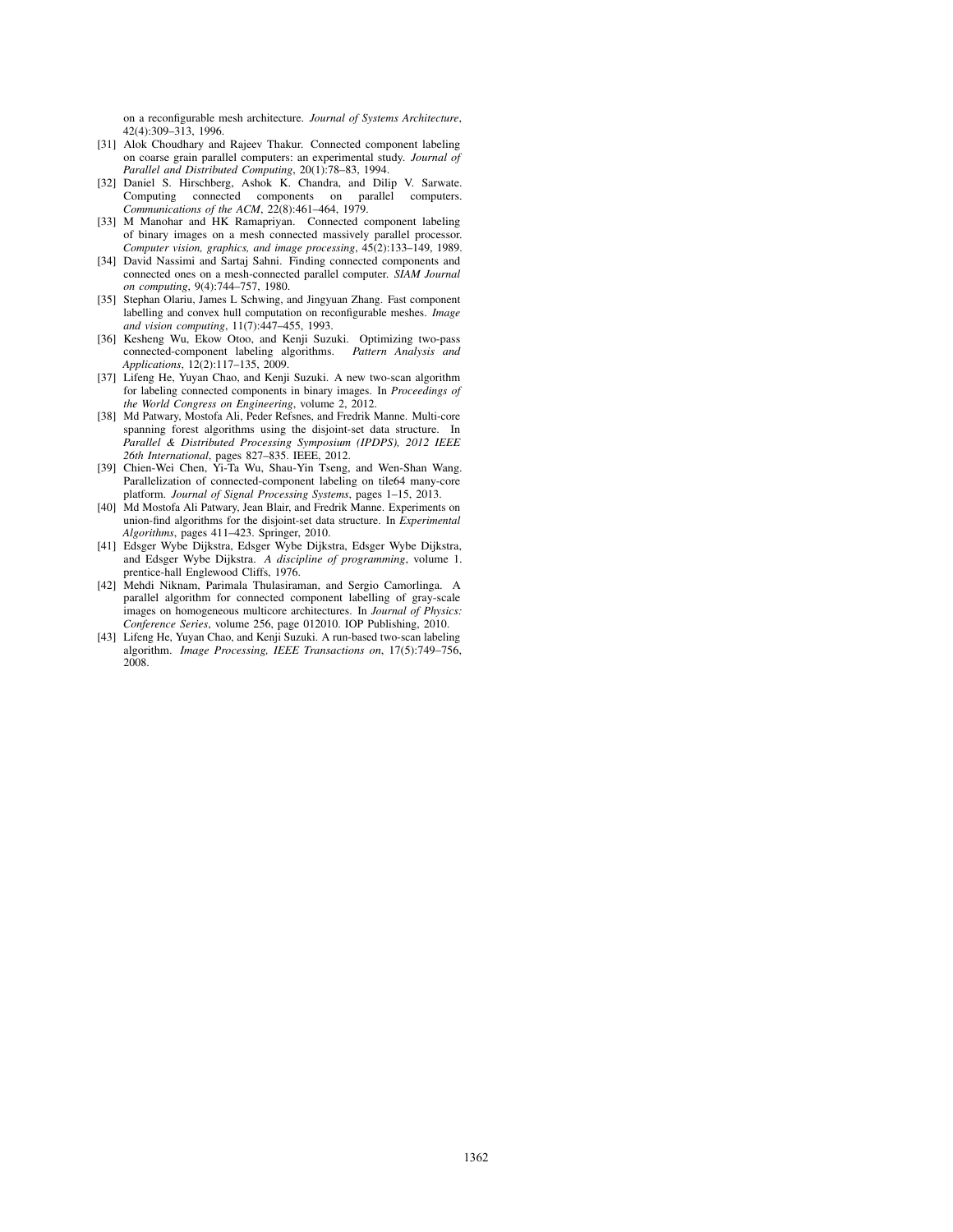on a reconfigurable mesh architecture. *Journal of Systems Architecture*, 42(4):309–313, 1996.

[31] Alok Choudhary and Rajeev Thakur. Connected component labeling on coarse grain parallel computers: an experimental study. *Journal of Parallel and Distributed Computing*, 20(1):78–83, 1994.

[32] Daniel S. Hirschberg, Ashok K. Chandra, and Dilip V. Sarwate. Computing connected components on parallel computers. *Communications of the ACM*, 22(8):461–464, 1979.

[33] M Manohar and HK Ramapriyan. Connected component labeling of binary images on a mesh connected massively parallel processor. *Computer vision, graphics, and image processing*, 45(2):133–149, 1989.

[34] David Nassimi and Sartaj Sahni. Finding connected components and connected ones on a mesh-connected parallel computer. *SIAM Journal on computing*, 9(4):744–757, 1980.

[35] Stephan Olariu, James L Schwing, and Jingyuan Zhang. Fast component labelling and convex hull computation on reconfigurable meshes. *Image and vision computing*, 11(7):447–455, 1993.

[36] Kesheng Wu, Ekow Otoo, and Kenji Suzuki. Optimizing two-pass connected-component labeling algorithms. *Pattern Analysis and Applications*, 12(2):117–135, 2009.

[37] Lifeng He, Yuyan Chao, and Kenji Suzuki. A new two-scan algorithm for labeling connected components in binary images. In *Proceedings of the World Congress on Engineering*, volume 2, 2012.

[38] Md Patwary, Mostofa Ali, Peder Refsnes, and Fredrik Manne. Multi-core spanning forest algorithms using the disjoint-set data structure. In *Parallel & Distributed Processing Symposium (IPDPS), 2012 IEEE 26th International*, pages 827–835. IEEE, 2012.

[39] Chien-Wei Chen, Yi-Ta Wu, Shau-Yin Tseng, and Wen-Shan Wang. Parallelization of connected-component labeling on tile64 many-core platform. *Journal of Signal Processing Systems*, pages 1–15, 2013.

[40] Md Mostofa Ali Patwary, Jean Blair, and Fredrik Manne. Experiments on union-find algorithms for the disjoint-set data structure. In *Experimental Algorithms*, pages 411–423. Springer, 2010.

[41] Edsger Wybe Dijkstra, Edsger Wybe Dijkstra, Edsger Wybe Dijkstra, and Edsger Wybe Dijkstra. *A discipline of programming*, volume 1. prentice-hall Englewood Cliffs, 1976.

[42] Mehdi Niknam, Parimala Thulasiraman, and Sergio Camorlinga. A parallel algorithm for connected component labelling of gray-scale images on homogeneous multicore architectures. In *Journal of Physics: Conference Series*, volume 256, page 012010. IOP Publishing, 2010.

[43] Lifeng He, Yuyan Chao, and Kenji Suzuki. A run-based two-scan labeling algorithm. *Image Processing, IEEE Transactions on*, 17(5):749–756, 2008.